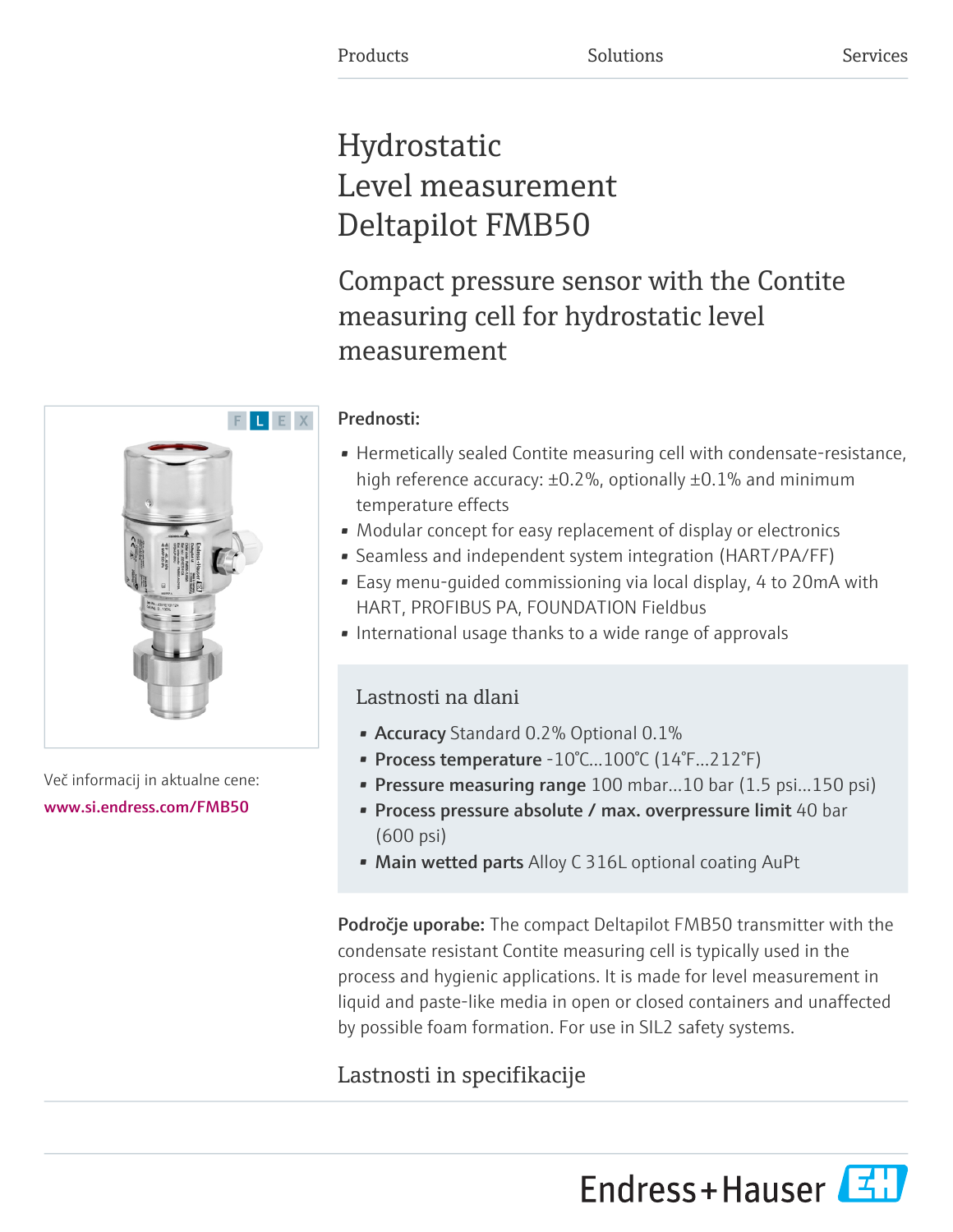Products Solutions Services

# Hydrostatic Level measurement Deltapilot FMB50

## Compact pressure sensor with the Contite measuring cell for hydrostatic level measurement

F L E X

Več informacij in aktualne cene:

www.si.endress.com/FMB50

**Prednosti:**

- Hermetically sealed Contite measuring cell with condensate-resistance, high reference accuracy: ±0.2%, optionally ±0.1% and minimum temperature effects
- Modular concept for easy replacement of display or electronics
- Seamless and independent system integration (HART/PA/FF)
- Easy menu-guided commissioning via local display, 4 to 20mA with HART, PROFIBUS PA, FOUNDATION Fieldbus
- International usage thanks to a wide range of approvals

### Lastnosti na dlani

- **Accuracy** Standard 0.2% Optional 0.1%
- **Process temperature** -10°C...100°C (14°F...212°F)
- **Pressure measuring range** 100 mbar...10 bar (1.5 psi...150 psi)
- **Process pressure absolute / max. overpressure limit** 40 bar (600 psi)
- **Main wetted parts** Alloy C 316L optional coating AuPt

**Področje uporabe:** The compact Deltapilot FMB50 transmitter with the condensate resistant Contite measuring cell is typically used in the process and hygienic applications. It is made for level measurement in liquid and paste-like media in open or closed containers and unaffected by possible foam formation. For use in SIL2 safety systems.

## Lastnosti in specifikacije

Endress+Hauser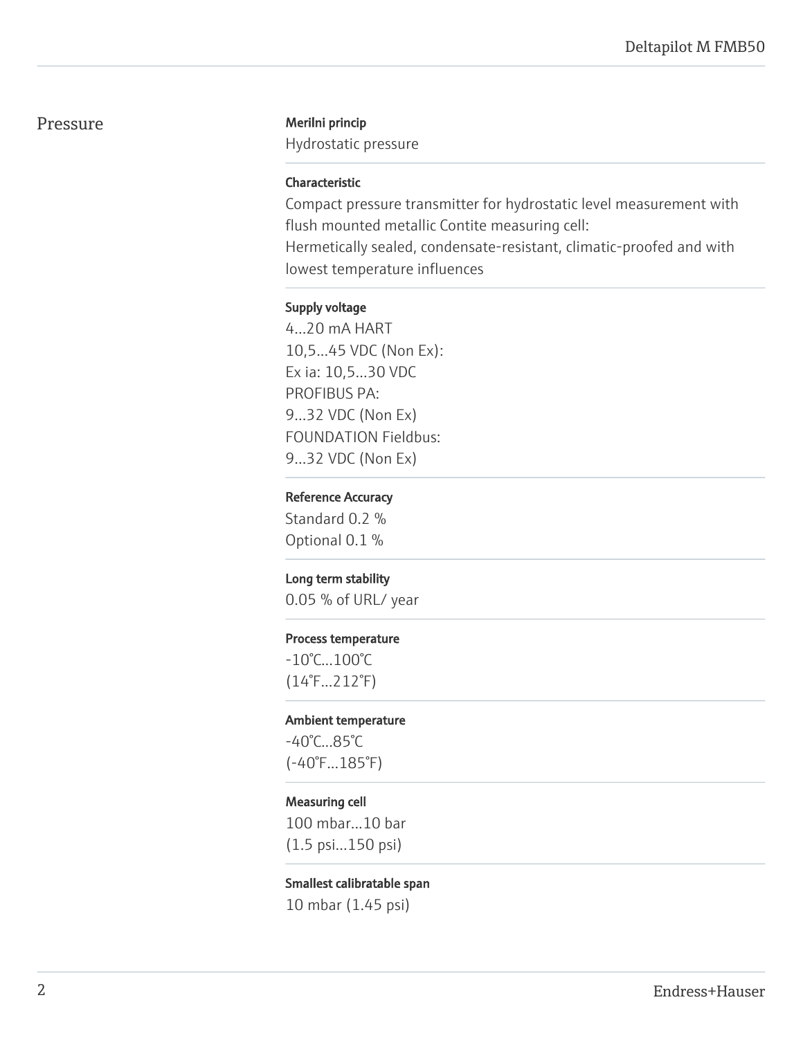## Pressure

**Merilni princip**

Hydrostatic pressure

**Characteristic**

Compact pressure transmitter for hydrostatic level measurement with flush mounted metallic Contite measuring cell:
Hermetically sealed, condensate-resistant, climatic-proofed and with lowest temperature influences

**Supply voltage**

4...20 mA HART
10,5...45 VDC (Non Ex):
Ex ia: 10,5...30 VDC
PROFIBUS PA:
9...32 VDC (Non Ex)
FOUNDATION Fieldbus:
9...32 VDC (Non Ex)

**Reference Accuracy**

Standard 0.2 %
Optional 0.1 %

**Long term stability**

0.05 % of URL/ year

**Process temperature**

-10°C...100°C
(14°F...212°F)

**Ambient temperature**

-40°C...85°C
(-40°F...185°F)

**Measuring cell**

100 mbar...10 bar
(1.5 psi...150 psi)

**Smallest calibratable span**

10 mbar (1.45 psi)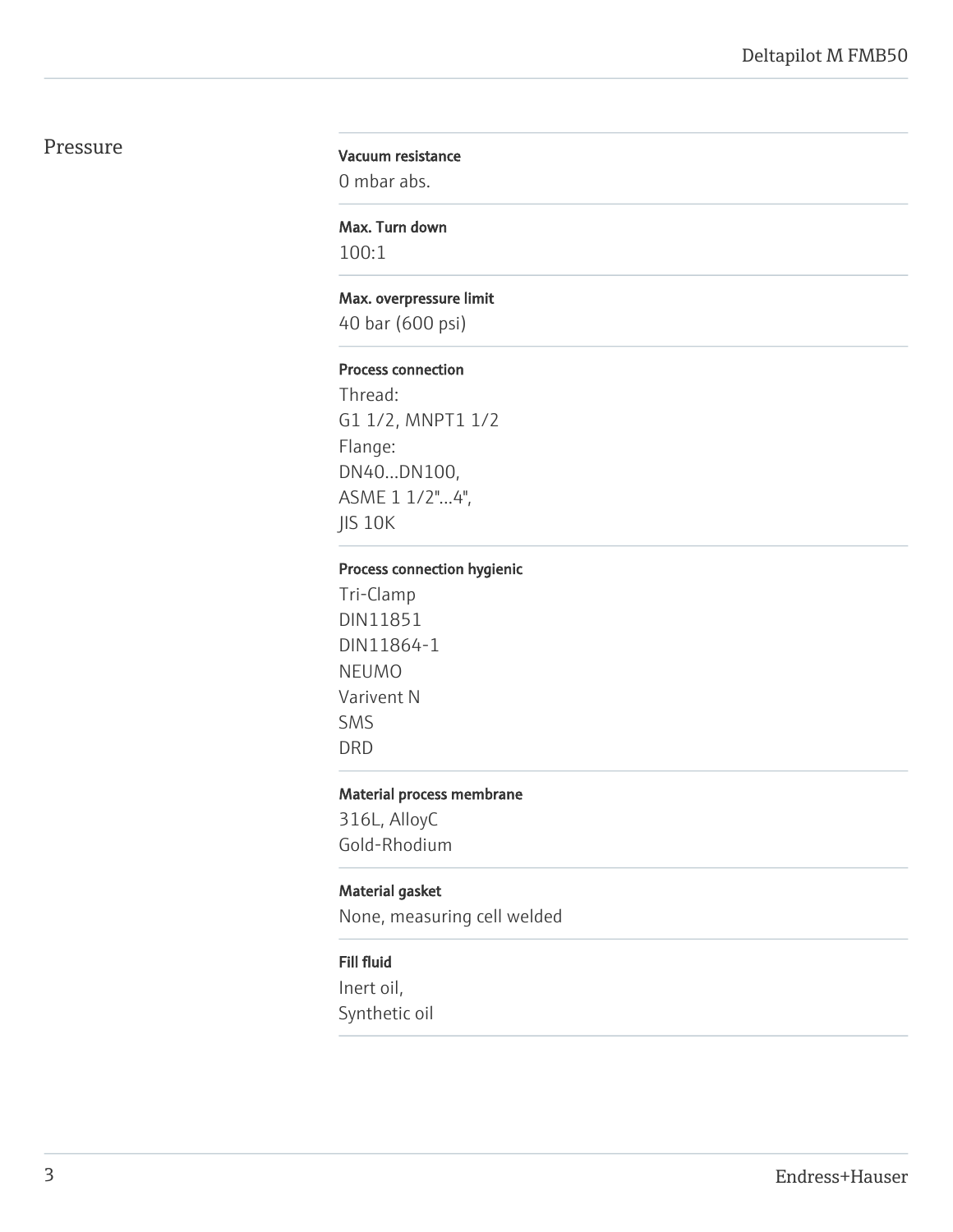## Pressure

**Vacuum resistance**
0 mbar abs.

**Max. Turn down**
100:1

**Max. overpressure limit**
40 bar (600 psi)

**Process connection**
Thread:
G1 1/2, MNPT1 1/2
Flange:
DN40...DN100,
ASME 1 1/2"...4",
JIS 10K

**Process connection hygienic**
Tri-Clamp
DIN11851
DIN11864-1
NEUMO
Varivent N
SMS
DRD

**Material process membrane**
316L, AlloyC
Gold-Rhodium

**Material gasket**
None, measuring cell welded

**Fill fluid**
Inert oil,
Synthetic oil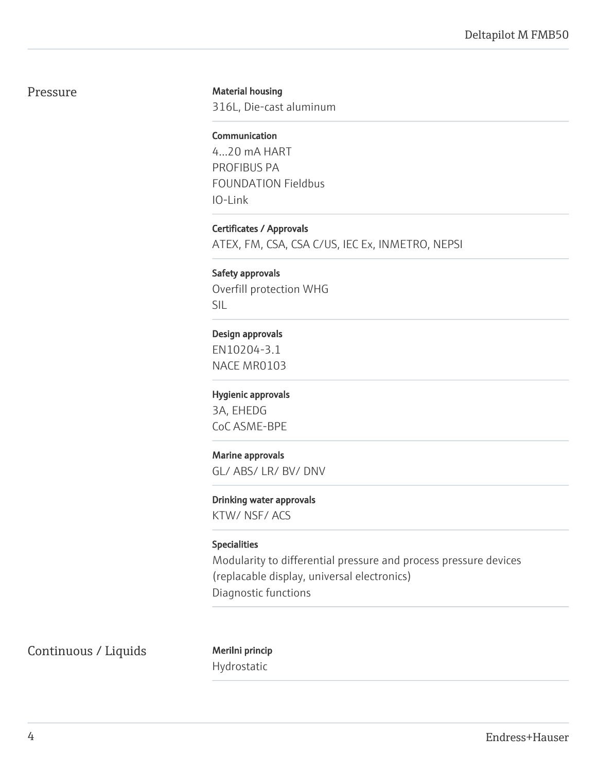## Pressure

**Material housing**
316L, Die-cast aluminum

**Communication**
4...20 mA HART
PROFIBUS PA
FOUNDATION Fieldbus
IO-Link

**Certificates / Approvals**
ATEX, FM, CSA, CSA C/US, IEC Ex, INMETRO, NEPSI

**Safety approvals**
Overfill protection WHG
SIL

**Design approvals**
EN10204-3.1
NACE MR0103

**Hygienic approvals**
3A, EHEDG
CoC ASME-BPE

**Marine approvals**
GL/ ABS/ LR/ BV/ DNV

**Drinking water approvals**
KTW/ NSF/ ACS

**Specialities**
Modularity to differential pressure and process pressure devices (replacable display, universal electronics)
Diagnostic functions

## Continuous / Liquids

**Merilni princip**
Hydrostatic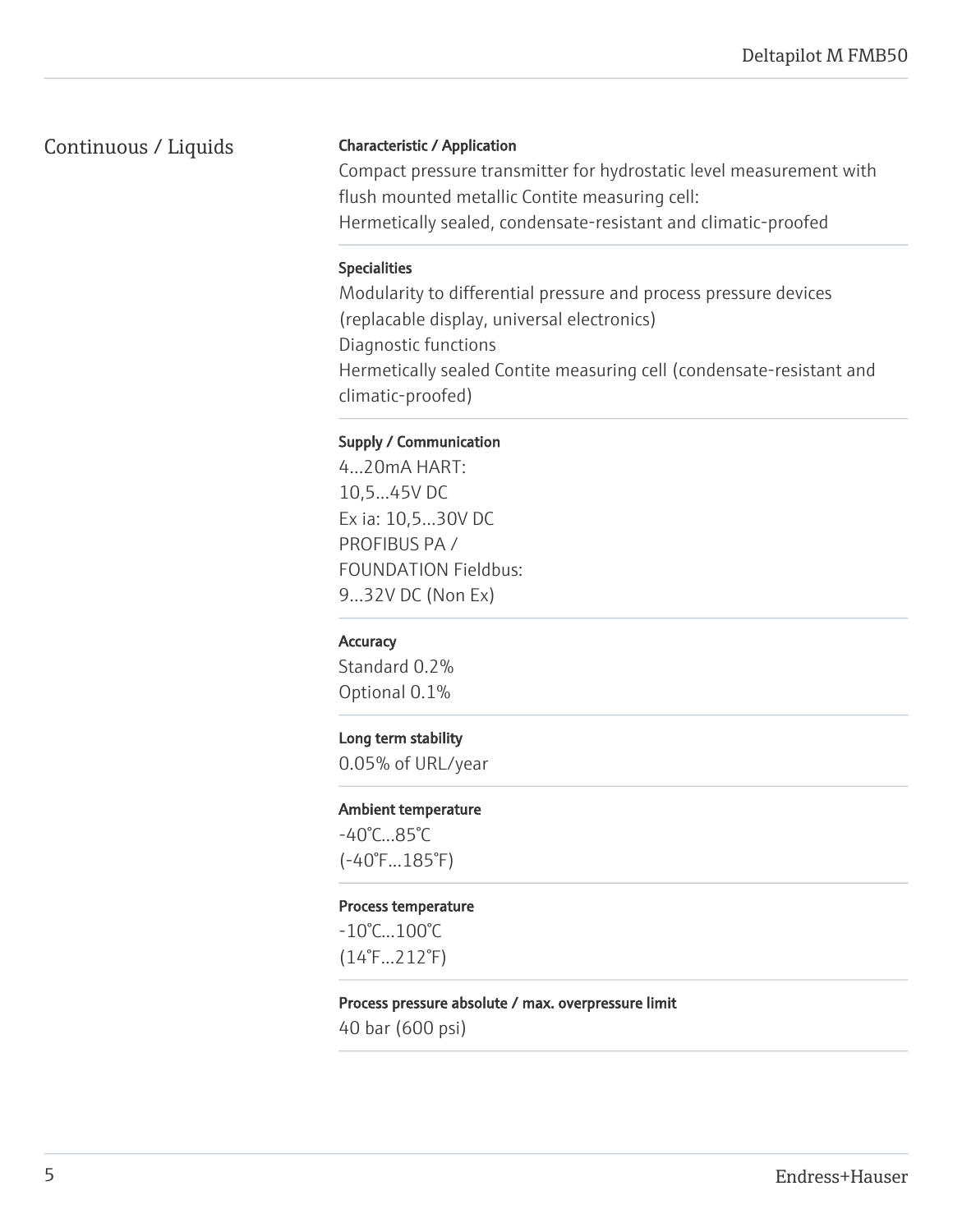## Continuous / Liquids

**Characteristic / Application**

Compact pressure transmitter for hydrostatic level measurement with flush mounted metallic Contite measuring cell:
Hermetically sealed, condensate-resistant and climatic-proofed

**Specialities**

Modularity to differential pressure and process pressure devices (replacable display, universal electronics)
Diagnostic functions
Hermetically sealed Contite measuring cell (condensate-resistant and climatic-proofed)

**Supply / Communication**

4...20mA HART:
10,5...45V DC
Ex ia: 10,5...30V DC
PROFIBUS PA /
FOUNDATION Fieldbus:
9...32V DC (Non Ex)

**Accuracy**

Standard 0.2%
Optional 0.1%

**Long term stability**

0.05% of URL/year

**Ambient temperature**

-40°C...85°C
(-40°F...185°F)

**Process temperature**

-10°C...100°C
(14°F...212°F)

**Process pressure absolute / max. overpressure limit**

40 bar (600 psi)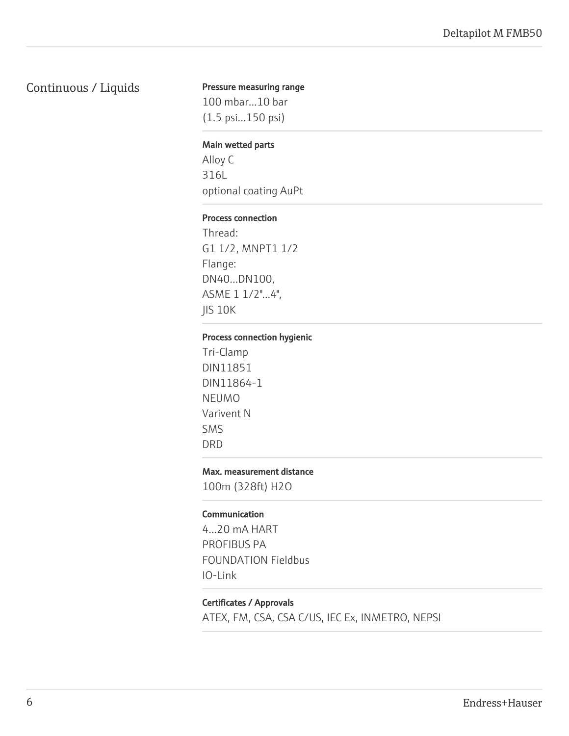## Continuous / Liquids

**Pressure measuring range**

100 mbar...10 bar
(1.5 psi...150 psi)

**Main wetted parts**

Alloy C
316L
optional coating AuPt

**Process connection**

Thread:
G1 1/2, MNPT1 1/2
Flange:
DN40...DN100,
ASME 1 1/2"...4",
JIS 10K

**Process connection hygienic**

Tri-Clamp
DIN11851
DIN11864-1
NEUMO
Varivent N
SMS
DRD

**Max. measurement distance**

100m (328ft) $H_2O$

**Communication**

4...20 mA HART
PROFIBUS PA
FOUNDATION Fieldbus
IO-Link

**Certificates / Approvals**

ATEX, FM, CSA, CSA C/US, IEC Ex, INMETRO, NEPSI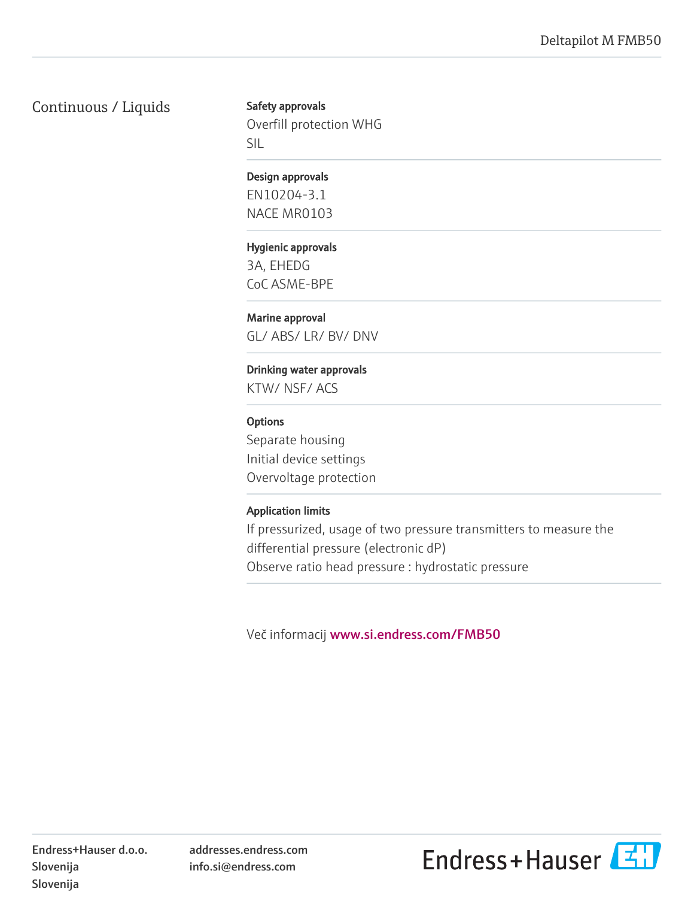## Continuous / Liquids

**Safety approvals**

Overfill protection WHG
SIL

**Design approvals**

EN10204-3.1
NACE MR0103

**Hygienic approvals**

3A, EHEDG
CoC ASME-BPE

**Marine approval**

GL/ ABS/ LR/ BV/ DNV

**Drinking water approvals**

KTW/ NSF/ ACS

**Options**

Separate housing
Initial device settings
Overvoltage protection

**Application limits**

If pressurized, usage of two pressure transmitters to measure the differential pressure (electronic dP)
Observe ratio head pressure : hydrostatic pressure

Več informacij **www.si.endress.com/FMB50**

Endress+Hauser d.o.o.
Slovenija
Slovenija

addresses.endress.com
info.si@endress.com